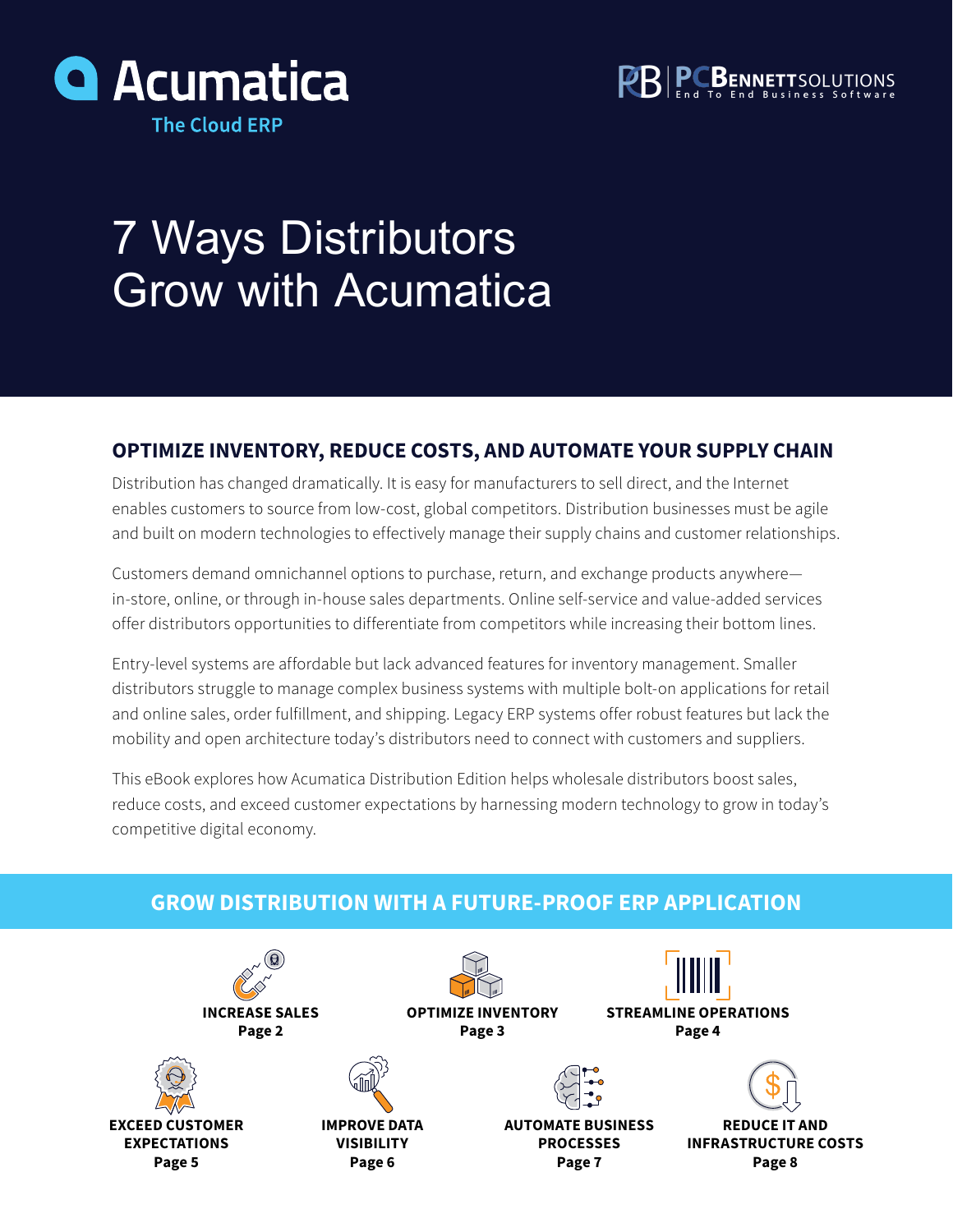Acumatica
The Cloud ERP

PC BENNETT SOLUTIONS
End To End Business Software

# 7 Ways Distributors Grow with Acumatica

## OPTIMIZE INVENTORY, REDUCE COSTS, AND AUTOMATE YOUR SUPPLY CHAIN

Distribution has changed dramatically. It is easy for manufacturers to sell direct, and the Internet enables customers to source from low-cost, global competitors. Distribution businesses must be agile and built on modern technologies to effectively manage their supply chains and customer relationships.

Customers demand omnichannel options to purchase, return, and exchange products anywhere—in-store, online, or through in-house sales departments. Online self-service and value-added services offer distributors opportunities to differentiate from competitors while increasing their bottom lines.

Entry-level systems are affordable but lack advanced features for inventory management. Smaller distributors struggle to manage complex business systems with multiple bolt-on applications for retail and online sales, order fulfillment, and shipping. Legacy ERP systems offer robust features but lack the mobility and open architecture today's distributors need to connect with customers and suppliers.

This eBook explores how Acumatica Distribution Edition helps wholesale distributors boost sales, reduce costs, and exceed customer expectations by harnessing modern technology to grow in today's competitive digital economy.

## GROW DISTRIBUTION WITH A FUTURE-PROOF ERP APPLICATION

**INCREASE SALES**
**Page 2**

**OPTIMIZE INVENTORY**
**Page 3**

**STREAMLINE OPERATIONS**
**Page 4**

**EXCEED CUSTOMER EXPECTATIONS**
**Page 5**

**IMPROVE DATA VISIBILITY**
**Page 6**

**AUTOMATE BUSINESS PROCESSES**
**Page 7**

**REDUCE IT AND INFRASTRUCTURE COSTS**
**Page 8**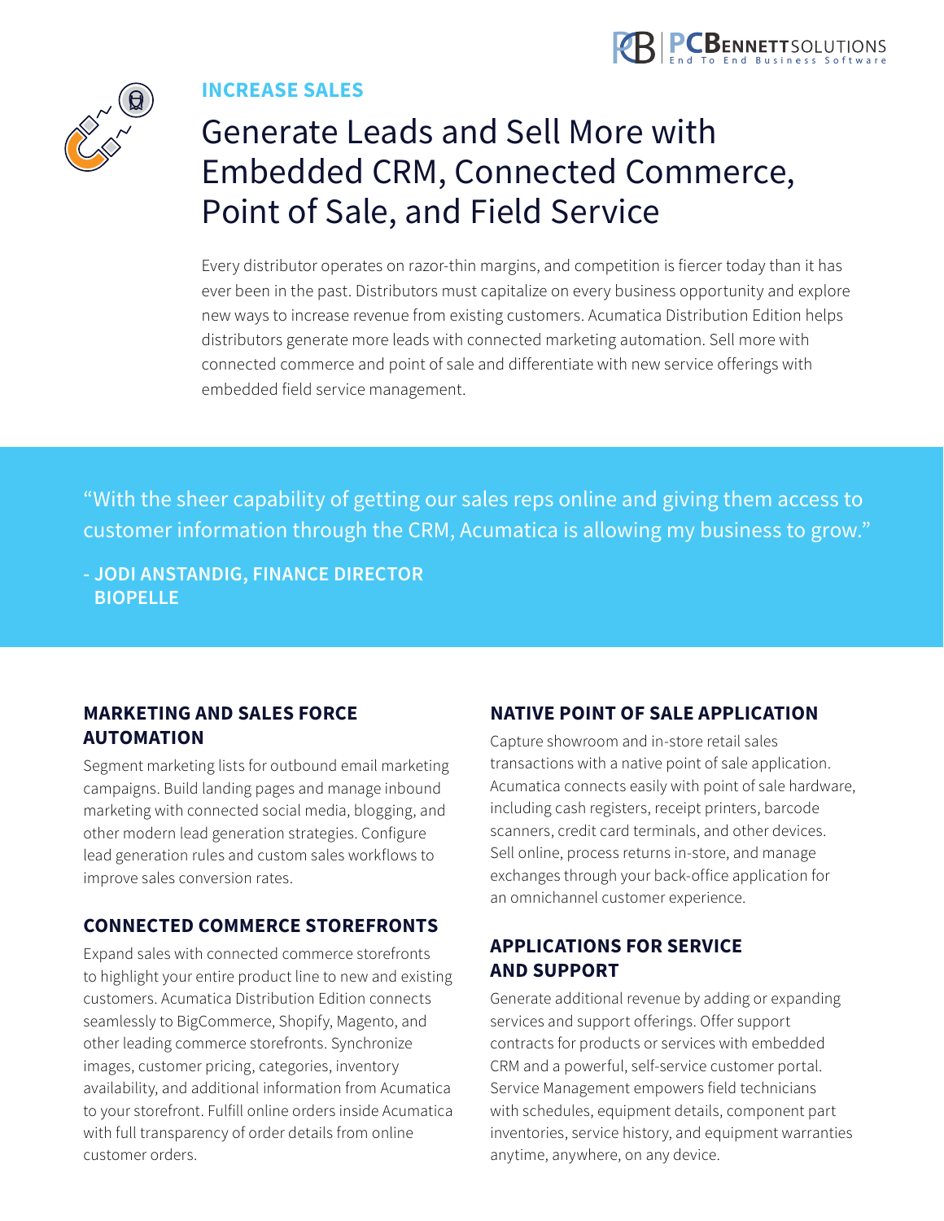INCREASE SALES

# Generate Leads and Sell More with Embedded CRM, Connected Commerce, Point of Sale, and Field Service

Every distributor operates on razor-thin margins, and competition is fiercer today than it has ever been in the past. Distributors must capitalize on every business opportunity and explore new ways to increase revenue from existing customers. Acumatica Distribution Edition helps distributors generate more leads with connected marketing automation. Sell more with connected commerce and point of sale and differentiate with new service offerings with embedded field service management.

> "With the sheer capability of getting our sales reps online and giving them access to customer information through the CRM, Acumatica is allowing my business to grow."
>
> **- JODI ANSTANDIG, FINANCE DIRECTOR BIOPELLE**

## MARKETING AND SALES FORCE AUTOMATION

Segment marketing lists for outbound email marketing campaigns. Build landing pages and manage inbound marketing with connected social media, blogging, and other modern lead generation strategies. Configure lead generation rules and custom sales workflows to improve sales conversion rates.

## CONNECTED COMMERCE STOREFRONTS

Expand sales with connected commerce storefronts to highlight your entire product line to new and existing customers. Acumatica Distribution Edition connects seamlessly to BigCommerce, Shopify, Magento, and other leading commerce storefronts. Synchronize images, customer pricing, categories, inventory availability, and additional information from Acumatica to your storefront. Fulfill online orders inside Acumatica with full transparency of order details from online customer orders.

## NATIVE POINT OF SALE APPLICATION

Capture showroom and in-store retail sales transactions with a native point of sale application. Acumatica connects easily with point of sale hardware, including cash registers, receipt printers, barcode scanners, credit card terminals, and other devices. Sell online, process returns in-store, and manage exchanges through your back-office application for an omnichannel customer experience.

## APPLICATIONS FOR SERVICE AND SUPPORT

Generate additional revenue by adding or expanding services and support offerings. Offer support contracts for products or services with embedded CRM and a powerful, self-service customer portal. Service Management empowers field technicians with schedules, equipment details, component part inventories, service history, and equipment warranties anytime, anywhere, on any device.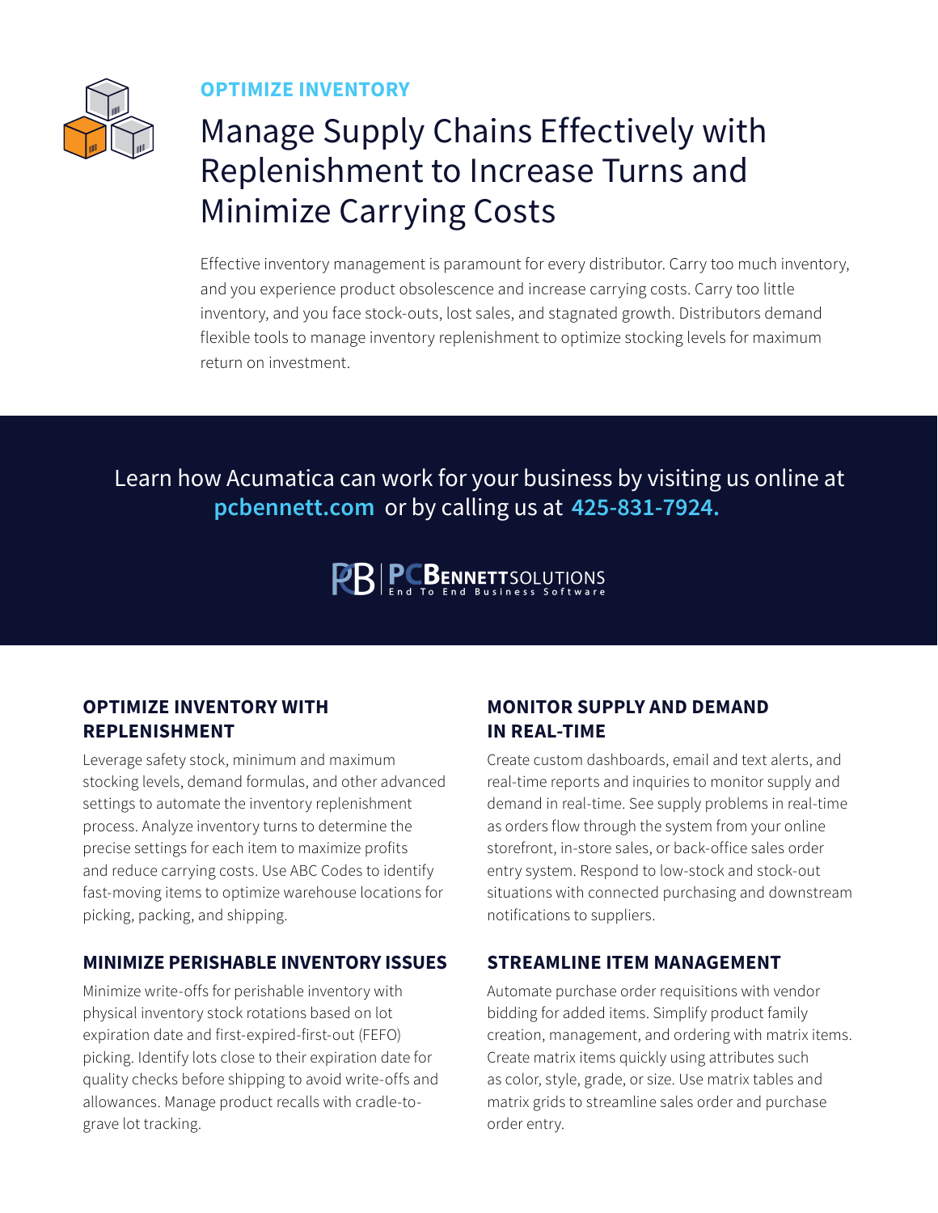OPTIMIZE INVENTORY

# Manage Supply Chains Effectively with Replenishment to Increase Turns and Minimize Carrying Costs

Effective inventory management is paramount for every distributor. Carry too much inventory, and you experience product obsolescence and increase carrying costs. Carry too little inventory, and you face stock-outs, lost sales, and stagnated growth. Distributors demand flexible tools to manage inventory replenishment to optimize stocking levels for maximum return on investment.

Learn how Acumatica can work for your business by visiting us online at **pcbennett.com** or by calling us at **425-831-7924.**

PC BENNETT SOLUTIONS
End To End Business Software

## OPTIMIZE INVENTORY WITH REPLENISHMENT

Leverage safety stock, minimum and maximum stocking levels, demand formulas, and other advanced settings to automate the inventory replenishment process. Analyze inventory turns to determine the precise settings for each item to maximize profits and reduce carrying costs. Use ABC Codes to identify fast-moving items to optimize warehouse locations for picking, packing, and shipping.

## MINIMIZE PERISHABLE INVENTORY ISSUES

Minimize write-offs for perishable inventory with physical inventory stock rotations based on lot expiration date and first-expired-first-out (FEFO) picking. Identify lots close to their expiration date for quality checks before shipping to avoid write-offs and allowances. Manage product recalls with cradle-to-grave lot tracking.

## MONITOR SUPPLY AND DEMAND IN REAL-TIME

Create custom dashboards, email and text alerts, and real-time reports and inquiries to monitor supply and demand in real-time. See supply problems in real-time as orders flow through the system from your online storefront, in-store sales, or back-office sales order entry system. Respond to low-stock and stock-out situations with connected purchasing and downstream notifications to suppliers.

## STREAMLINE ITEM MANAGEMENT

Automate purchase order requisitions with vendor bidding for added items. Simplify product family creation, management, and ordering with matrix items. Create matrix items quickly using attributes such as color, style, grade, or size. Use matrix tables and matrix grids to streamline sales order and purchase order entry.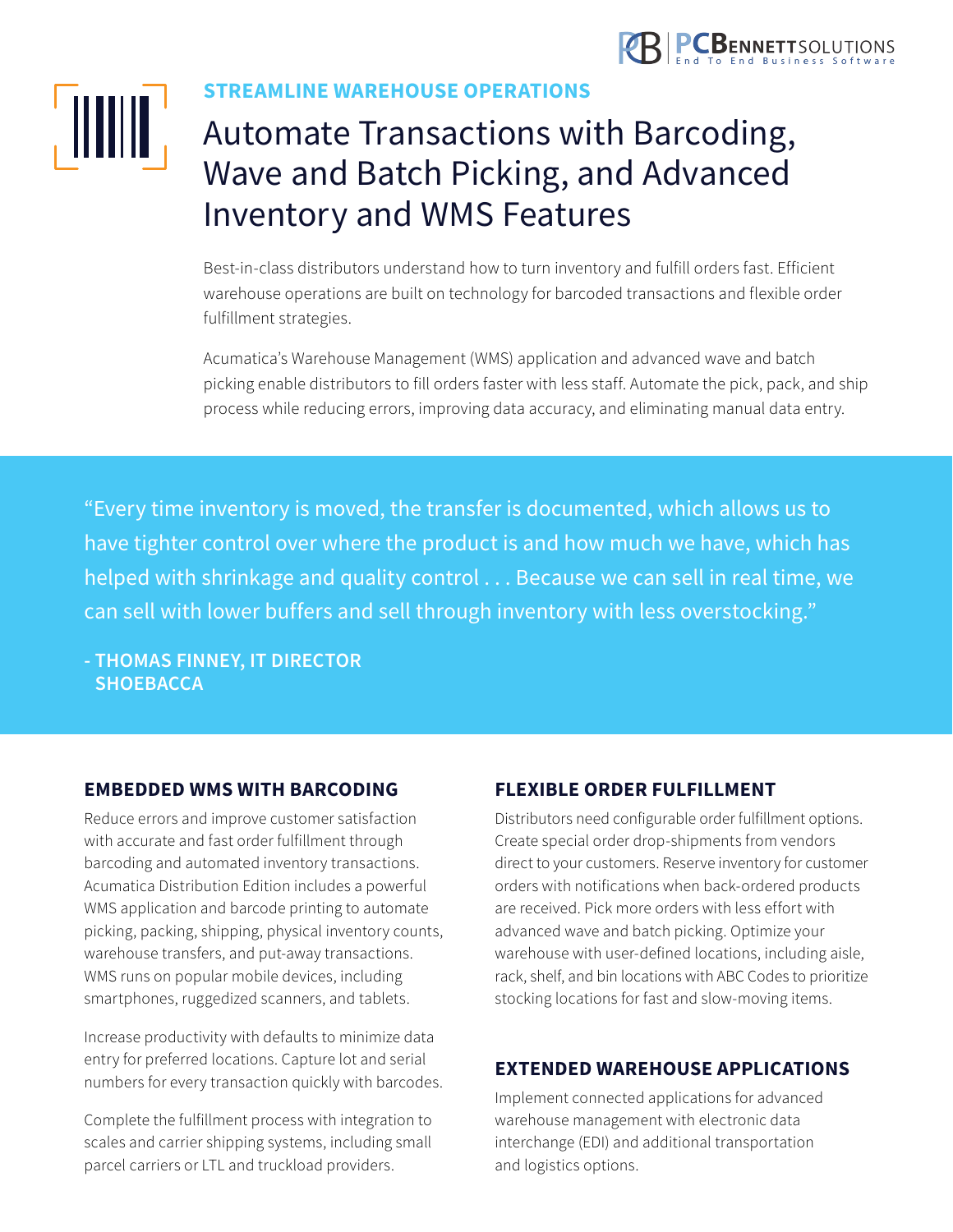STREAMLINE WAREHOUSE OPERATIONS

# Automate Transactions with Barcoding, Wave and Batch Picking, and Advanced Inventory and WMS Features

Best-in-class distributors understand how to turn inventory and fulfill orders fast. Efficient warehouse operations are built on technology for barcoded transactions and flexible order fulfillment strategies.

Acumatica's Warehouse Management (WMS) application and advanced wave and batch picking enable distributors to fill orders faster with less staff. Automate the pick, pack, and ship process while reducing errors, improving data accuracy, and eliminating manual data entry.

> "Every time inventory is moved, the transfer is documented, which allows us to have tighter control over where the product is and how much we have, which has helped with shrinkage and quality control . . . Because we can sell in real time, we can sell with lower buffers and sell through inventory with less overstocking."
>
> **- THOMAS FINNEY, IT DIRECTOR SHOEBACCA**

## EMBEDDED WMS WITH BARCODING

Reduce errors and improve customer satisfaction with accurate and fast order fulfillment through barcoding and automated inventory transactions. Acumatica Distribution Edition includes a powerful WMS application and barcode printing to automate picking, packing, shipping, physical inventory counts, warehouse transfers, and put-away transactions. WMS runs on popular mobile devices, including smartphones, ruggedized scanners, and tablets.

Increase productivity with defaults to minimize data entry for preferred locations. Capture lot and serial numbers for every transaction quickly with barcodes.

Complete the fulfillment process with integration to scales and carrier shipping systems, including small parcel carriers or LTL and truckload providers.

## FLEXIBLE ORDER FULFILLMENT

Distributors need configurable order fulfillment options. Create special order drop-shipments from vendors direct to your customers. Reserve inventory for customer orders with notifications when back-ordered products are received. Pick more orders with less effort with advanced wave and batch picking. Optimize your warehouse with user-defined locations, including aisle, rack, shelf, and bin locations with ABC Codes to prioritize stocking locations for fast and slow-moving items.

## EXTENDED WAREHOUSE APPLICATIONS

Implement connected applications for advanced warehouse management with electronic data interchange (EDI) and additional transportation and logistics options.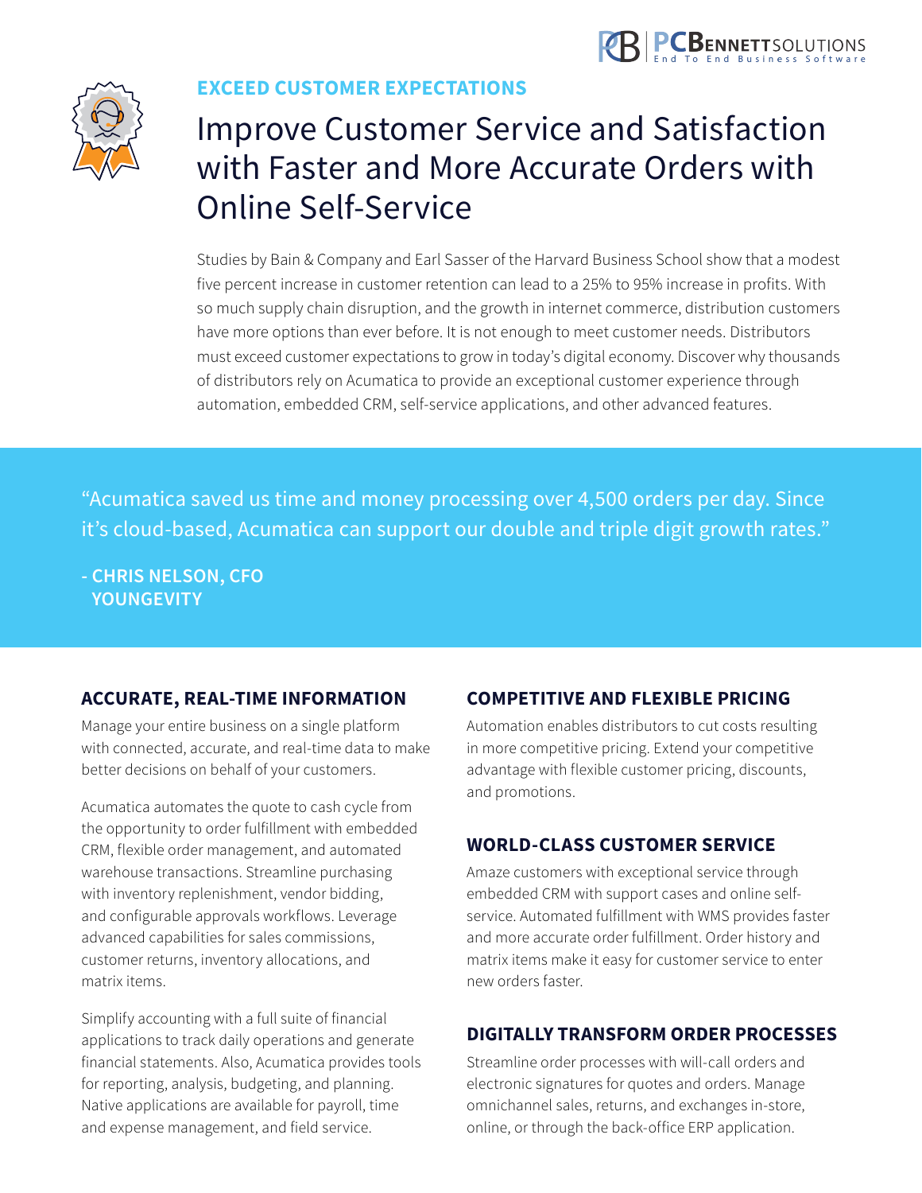**EXCEED CUSTOMER EXPECTATIONS**

# Improve Customer Service and Satisfaction with Faster and More Accurate Orders with Online Self-Service

Studies by Bain & Company and Earl Sasser of the Harvard Business School show that a modest five percent increase in customer retention can lead to a 25% to 95% increase in profits. With so much supply chain disruption, and the growth in internet commerce, distribution customers have more options than ever before. It is not enough to meet customer needs. Distributors must exceed customer expectations to grow in today's digital economy. Discover why thousands of distributors rely on Acumatica to provide an exceptional customer experience through automation, embedded CRM, self-service applications, and other advanced features.

> "Acumatica saved us time and money processing over 4,500 orders per day. Since it's cloud-based, Acumatica can support our double and triple digit growth rates."
>
> **- CHRIS NELSON, CFO YOUNGEVITY**

## ACCURATE, REAL-TIME INFORMATION

Manage your entire business on a single platform with connected, accurate, and real-time data to make better decisions on behalf of your customers.

Acumatica automates the quote to cash cycle from the opportunity to order fulfillment with embedded CRM, flexible order management, and automated warehouse transactions. Streamline purchasing with inventory replenishment, vendor bidding, and configurable approvals workflows. Leverage advanced capabilities for sales commissions, customer returns, inventory allocations, and matrix items.

Simplify accounting with a full suite of financial applications to track daily operations and generate financial statements. Also, Acumatica provides tools for reporting, analysis, budgeting, and planning. Native applications are available for payroll, time and expense management, and field service.

## COMPETITIVE AND FLEXIBLE PRICING

Automation enables distributors to cut costs resulting in more competitive pricing. Extend your competitive advantage with flexible customer pricing, discounts, and promotions.

## WORLD-CLASS CUSTOMER SERVICE

Amaze customers with exceptional service through embedded CRM with support cases and online self-service. Automated fulfillment with WMS provides faster and more accurate order fulfillment. Order history and matrix items make it easy for customer service to enter new orders faster.

## DIGITALLY TRANSFORM ORDER PROCESSES

Streamline order processes with will-call orders and electronic signatures for quotes and orders. Manage omnichannel sales, returns, and exchanges in-store, online, or through the back-office ERP application.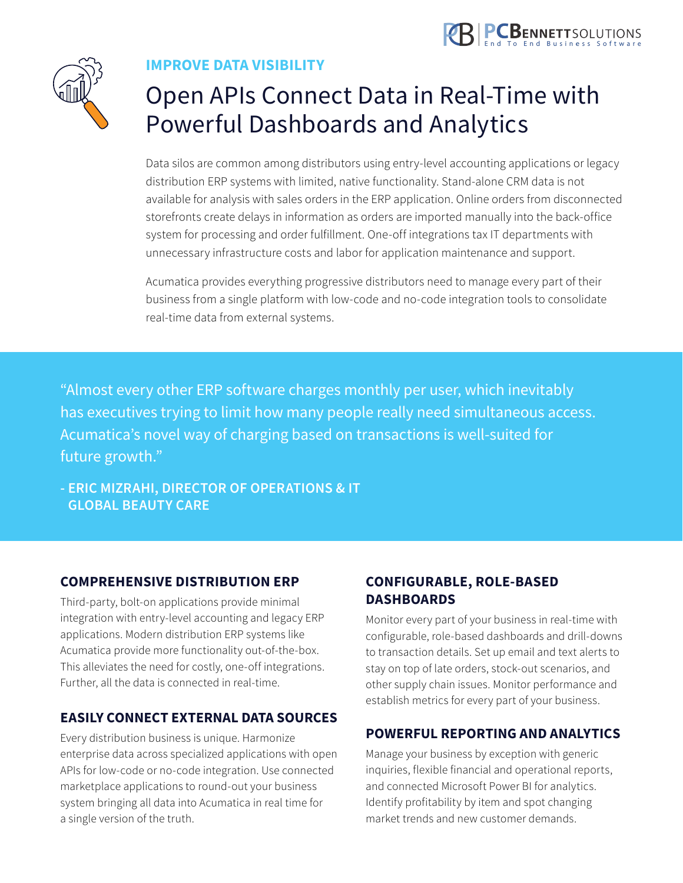**IMPROVE DATA VISIBILITY**

# Open APIs Connect Data in Real-Time with Powerful Dashboards and Analytics

Data silos are common among distributors using entry-level accounting applications or legacy distribution ERP systems with limited, native functionality. Stand-alone CRM data is not available for analysis with sales orders in the ERP application. Online orders from disconnected storefronts create delays in information as orders are imported manually into the back-office system for processing and order fulfillment. One-off integrations tax IT departments with unnecessary infrastructure costs and labor for application maintenance and support.

Acumatica provides everything progressive distributors need to manage every part of their business from a single platform with low-code and no-code integration tools to consolidate real-time data from external systems.

> "Almost every other ERP software charges monthly per user, which inevitably has executives trying to limit how many people really need simultaneous access. Acumatica's novel way of charging based on transactions is well-suited for future growth."
>
> **- ERIC MIZRAHI, DIRECTOR OF OPERATIONS & IT GLOBAL BEAUTY CARE**

### COMPREHENSIVE DISTRIBUTION ERP

Third-party, bolt-on applications provide minimal integration with entry-level accounting and legacy ERP applications. Modern distribution ERP systems like Acumatica provide more functionality out-of-the-box. This alleviates the need for costly, one-off integrations. Further, all the data is connected in real-time.

### EASILY CONNECT EXTERNAL DATA SOURCES

Every distribution business is unique. Harmonize enterprise data across specialized applications with open APIs for low-code or no-code integration. Use connected marketplace applications to round-out your business system bringing all data into Acumatica in real time for a single version of the truth.

### CONFIGURABLE, ROLE-BASED DASHBOARDS

Monitor every part of your business in real-time with configurable, role-based dashboards and drill-downs to transaction details. Set up email and text alerts to stay on top of late orders, stock-out scenarios, and other supply chain issues. Monitor performance and establish metrics for every part of your business.

### POWERFUL REPORTING AND ANALYTICS

Manage your business by exception with generic inquiries, flexible financial and operational reports, and connected Microsoft Power BI for analytics. Identify profitability by item and spot changing market trends and new customer demands.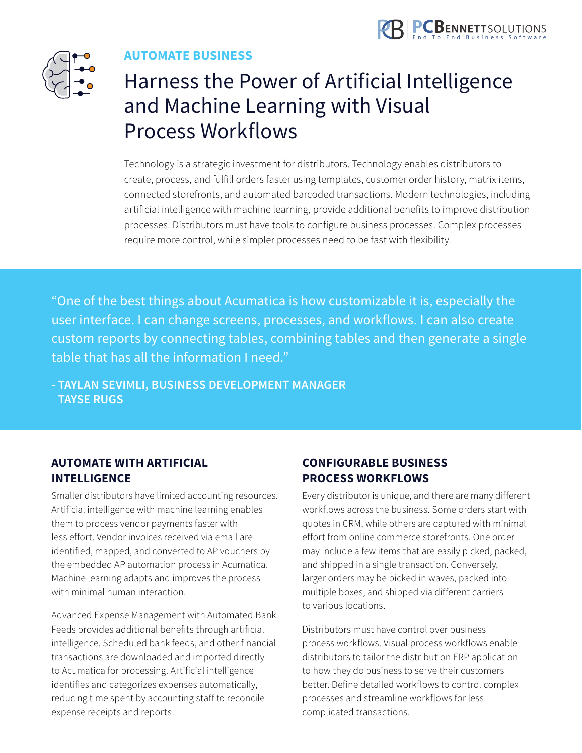AUTOMATE BUSINESS

# Harness the Power of Artificial Intelligence and Machine Learning with Visual Process Workflows

Technology is a strategic investment for distributors. Technology enables distributors to create, process, and fulfill orders faster using templates, customer order history, matrix items, connected storefronts, and automated barcoded transactions. Modern technologies, including artificial intelligence with machine learning, provide additional benefits to improve distribution processes. Distributors must have tools to configure business processes. Complex processes require more control, while simpler processes need to be fast with flexibility.

> "One of the best things about Acumatica is how customizable it is, especially the user interface. I can change screens, processes, and workflows. I can also create custom reports by connecting tables, combining tables and then generate a single table that has all the information I need."
>
> **- TAYLAN SEVIMLI, BUSINESS DEVELOPMENT MANAGER TAYSE RUGS**

## AUTOMATE WITH ARTIFICIAL INTELLIGENCE

Smaller distributors have limited accounting resources. Artificial intelligence with machine learning enables them to process vendor payments faster with less effort. Vendor invoices received via email are identified, mapped, and converted to AP vouchers by the embedded AP automation process in Acumatica. Machine learning adapts and improves the process with minimal human interaction.

Advanced Expense Management with Automated Bank Feeds provides additional benefits through artificial intelligence. Scheduled bank feeds, and other financial transactions are downloaded and imported directly to Acumatica for processing. Artificial intelligence identifies and categorizes expenses automatically, reducing time spent by accounting staff to reconcile expense receipts and reports.

## CONFIGURABLE BUSINESS PROCESS WORKFLOWS

Every distributor is unique, and there are many different workflows across the business. Some orders start with quotes in CRM, while others are captured with minimal effort from online commerce storefronts. One order may include a few items that are easily picked, packed, and shipped in a single transaction. Conversely, larger orders may be picked in waves, packed into multiple boxes, and shipped via different carriers to various locations.

Distributors must have control over business process workflows. Visual process workflows enable distributors to tailor the distribution ERP application to how they do business to serve their customers better. Define detailed workflows to control complex processes and streamline workflows for less complicated transactions.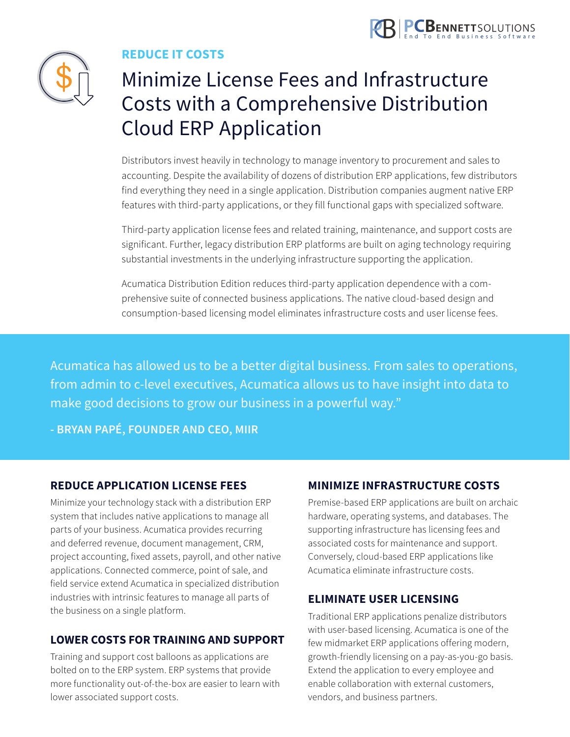## REDUCE IT COSTS

# Minimize License Fees and Infrastructure Costs with a Comprehensive Distribution Cloud ERP Application

Distributors invest heavily in technology to manage inventory to procurement and sales to accounting. Despite the availability of dozens of distribution ERP applications, few distributors find everything they need in a single application. Distribution companies augment native ERP features with third-party applications, or they fill functional gaps with specialized software.

Third-party application license fees and related training, maintenance, and support costs are significant. Further, legacy distribution ERP platforms are built on aging technology requiring substantial investments in the underlying infrastructure supporting the application.

Acumatica Distribution Edition reduces third-party application dependence with a comprehensive suite of connected business applications. The native cloud-based design and consumption-based licensing model eliminates infrastructure costs and user license fees.

> Acumatica has allowed us to be a better digital business. From sales to operations, from admin to c-level executives, Acumatica allows us to have insight into data to make good decisions to grow our business in a powerful way."
>
> **- BRYAN PAPÉ, FOUNDER AND CEO, MIIR**

### REDUCE APPLICATION LICENSE FEES

Minimize your technology stack with a distribution ERP system that includes native applications to manage all parts of your business. Acumatica provides recurring and deferred revenue, document management, CRM, project accounting, fixed assets, payroll, and other native applications. Connected commerce, point of sale, and field service extend Acumatica in specialized distribution industries with intrinsic features to manage all parts of the business on a single platform.

### LOWER COSTS FOR TRAINING AND SUPPORT

Training and support cost balloons as applications are bolted on to the ERP system. ERP systems that provide more functionality out-of-the-box are easier to learn with lower associated support costs.

### MINIMIZE INFRASTRUCTURE COSTS

Premise-based ERP applications are built on archaic hardware, operating systems, and databases. The supporting infrastructure has licensing fees and associated costs for maintenance and support. Conversely, cloud-based ERP applications like Acumatica eliminate infrastructure costs.

### ELIMINATE USER LICENSING

Traditional ERP applications penalize distributors with user-based licensing. Acumatica is one of the few midmarket ERP applications offering modern, growth-friendly licensing on a pay-as-you-go basis. Extend the application to every employee and enable collaboration with external customers, vendors, and business partners.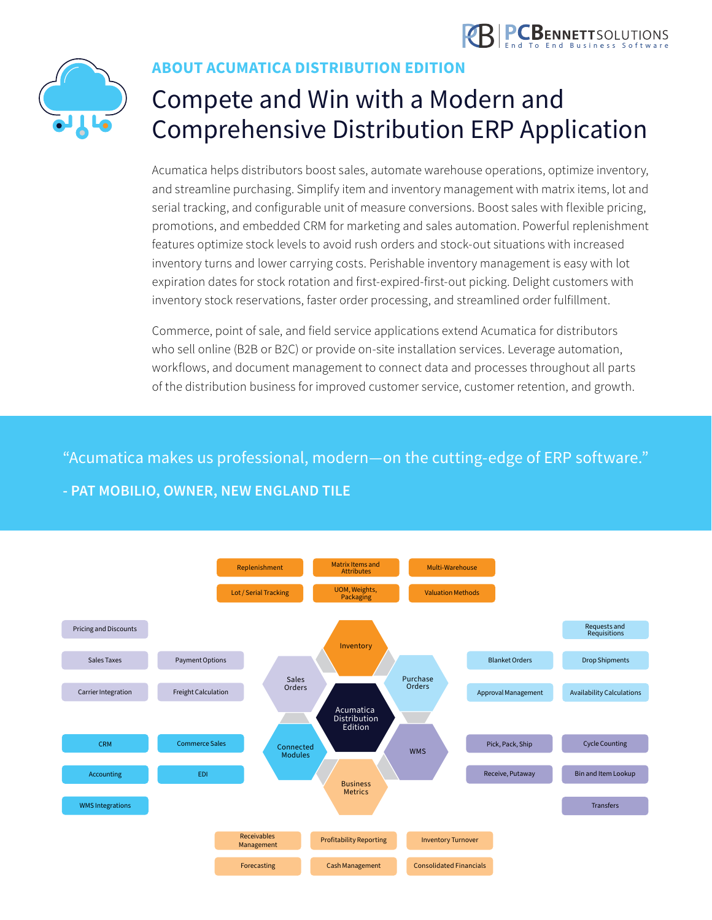## ABOUT ACUMATICA DISTRIBUTION EDITION

# Compete and Win with a Modern and Comprehensive Distribution ERP Application

Acumatica helps distributors boost sales, automate warehouse operations, optimize inventory, and streamline purchasing. Simplify item and inventory management with matrix items, lot and serial tracking, and configurable unit of measure conversions. Boost sales with flexible pricing, promotions, and embedded CRM for marketing and sales automation. Powerful replenishment features optimize stock levels to avoid rush orders and stock-out situations with increased inventory turns and lower carrying costs. Perishable inventory management is easy with lot expiration dates for stock rotation and first-expired-first-out picking. Delight customers with inventory stock reservations, faster order processing, and streamlined order fulfillment.

Commerce, point of sale, and field service applications extend Acumatica for distributors who sell online (B2B or B2C) or provide on-site installation services. Leverage automation, workflows, and document management to connect data and processes throughout all parts of the distribution business for improved customer service, customer retention, and growth.

> "Acumatica makes us professional, modern—on the cutting-edge of ERP software."
>
> **- PAT MOBILIO, OWNER, NEW ENGLAND TILE**

**Acumatica Distribution Edition**

- **Inventory**: Replenishment; Matrix Items and Attributes; Multi-Warehouse; Lot / Serial Tracking; UOM, Weights, Packaging; Valuation Methods
- **Sales Orders**: Pricing and Discounts; Sales Taxes; Payment Options; Carrier Integration; Freight Calculation
- **Purchase Orders**: Requests and Requisitions; Blanket Orders; Drop Shipments; Approval Management; Availability Calculations
- **Connected Modules**: CRM; Commerce Sales; Accounting; EDI; WMS Integrations
- **WMS**: Pick, Pack, Ship; Cycle Counting; Receive, Putaway; Bin and Item Lookup; Transfers
- **Business Metrics**: Receivables Management; Profitability Reporting; Inventory Turnover; Forecasting; Cash Management; Consolidated Financials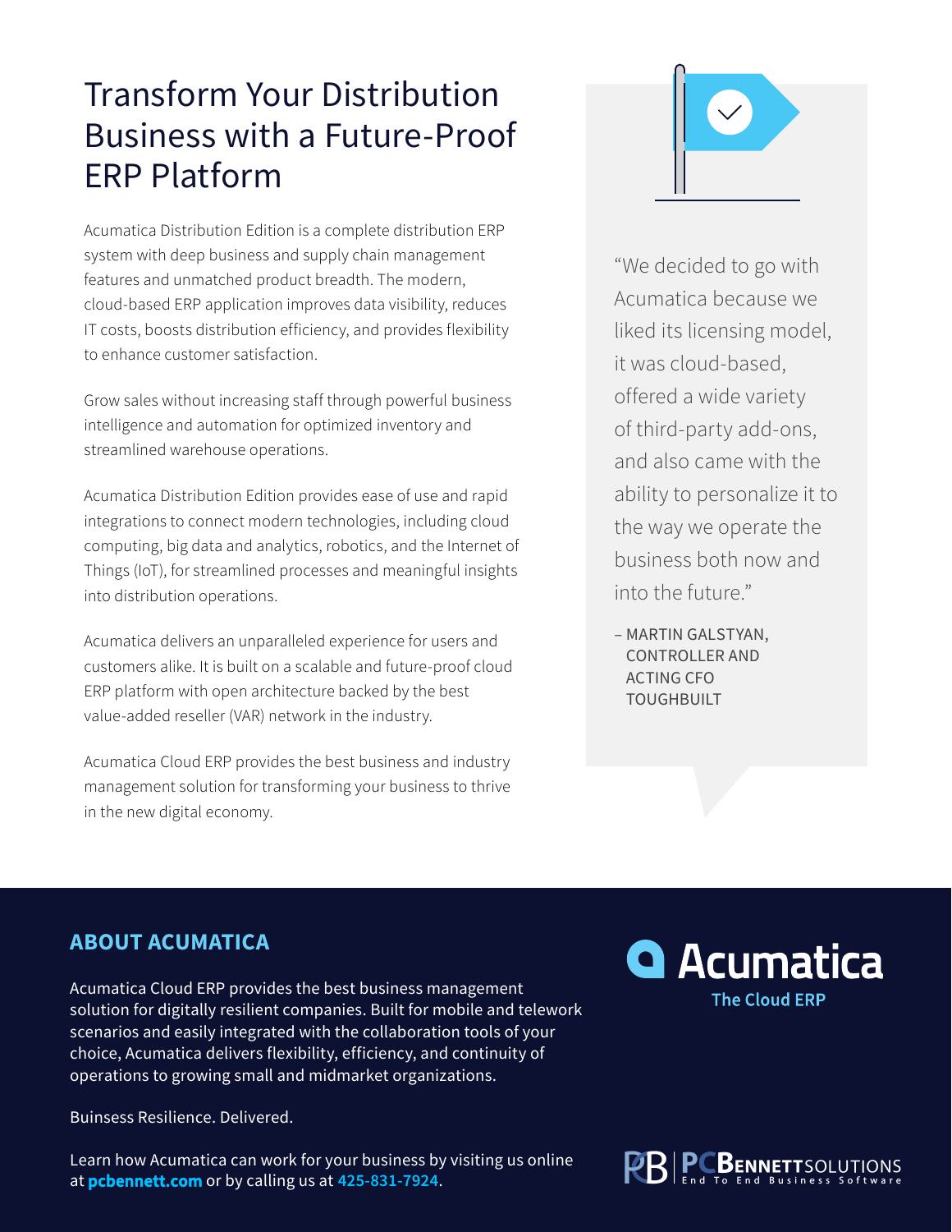# Transform Your Distribution Business with a Future-Proof ERP Platform

Acumatica Distribution Edition is a complete distribution ERP system with deep business and supply chain management features and unmatched product breadth. The modern, cloud-based ERP application improves data visibility, reduces IT costs, boosts distribution efficiency, and provides flexibility to enhance customer satisfaction.

Grow sales without increasing staff through powerful business intelligence and automation for optimized inventory and streamlined warehouse operations.

Acumatica Distribution Edition provides ease of use and rapid integrations to connect modern technologies, including cloud computing, big data and analytics, robotics, and the Internet of Things (IoT), for streamlined processes and meaningful insights into distribution operations.

Acumatica delivers an unparalleled experience for users and customers alike. It is built on a scalable and future-proof cloud ERP platform with open architecture backed by the best value-added reseller (VAR) network in the industry.

Acumatica Cloud ERP provides the best business and industry management solution for transforming your business to thrive in the new digital economy.

> "We decided to go with Acumatica because we liked its licensing model, it was cloud-based, offered a wide variety of third-party add-ons, and also came with the ability to personalize it to the way we operate the business both now and into the future."
>
> – MARTIN GALSTYAN, CONTROLLER AND ACTING CFO TOUGHBUILT

## ABOUT ACUMATICA

Acumatica Cloud ERP provides the best business management solution for digitally resilient companies. Built for mobile and telework scenarios and easily integrated with the collaboration tools of your choice, Acumatica delivers flexibility, efficiency, and continuity of operations to growing small and midmarket organizations.

Buinsess Resilience. Delivered.

Learn how Acumatica can work for your business by visiting us online at **pcbennett.com** or by calling us at **425-831-7924**.

Acumatica
The Cloud ERP

PC BENNETT SOLUTIONS
End To End Business Software